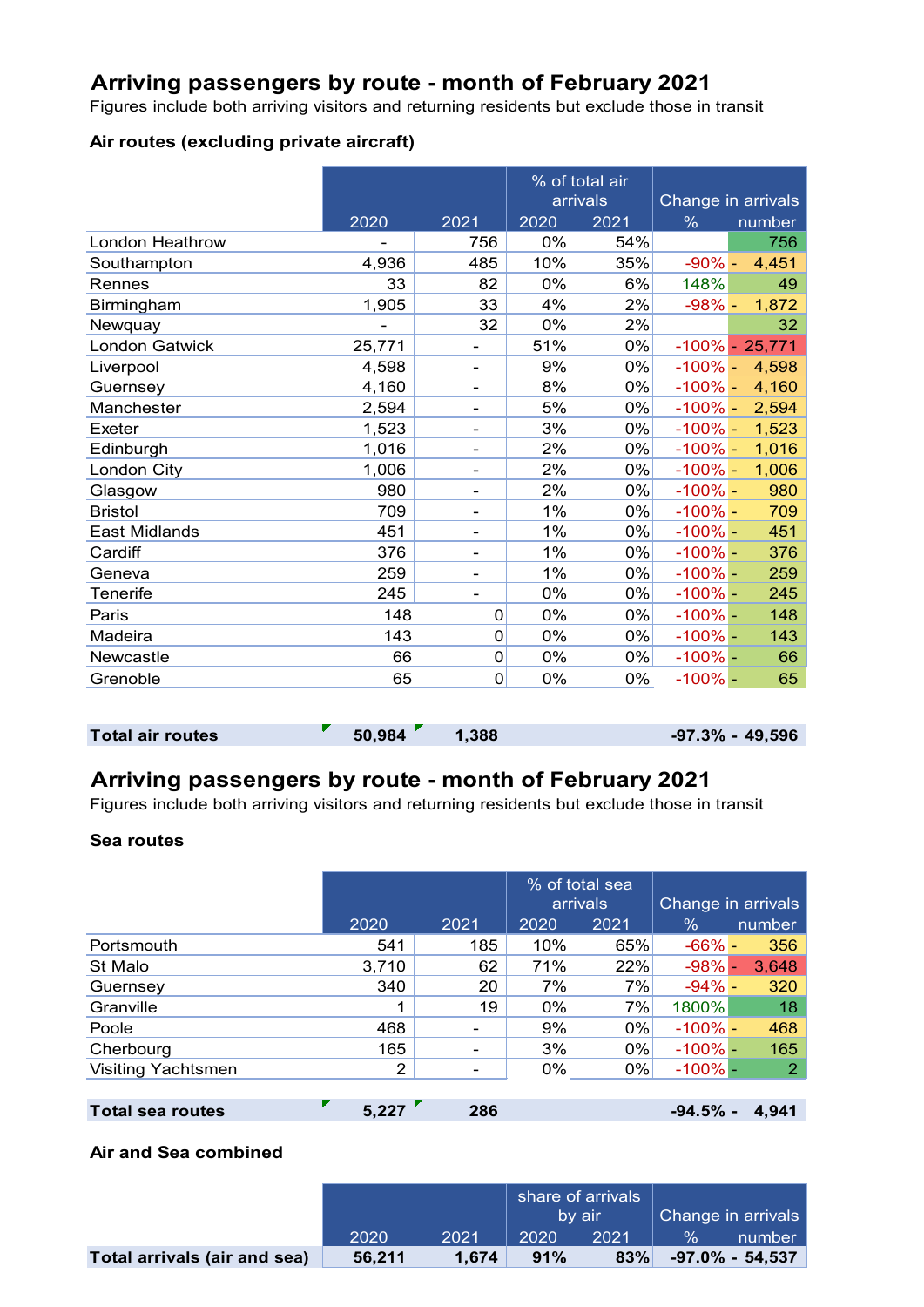## Arriving passengers by route - month of February 2021

Figures include both arriving visitors and returning residents but exclude those in transit

### Air routes (excluding private aircraft)

| | 2020 | 2021 | % of total air arrivals 2020 | 2021 | Change in arrivals % | number |
|---|---|---|---|---|---|---|
| London Heathrow | - | 756 | 0% | 54% | | 756 |
| Southampton | 4,936 | 485 | 10% | 35% | -90% | - 4,451 |
| Rennes | 33 | 82 | 0% | 6% | 148% | 49 |
| Birmingham | 1,905 | 33 | 4% | 2% | -98% | - 1,872 |
| Newquay | - | 32 | 0% | 2% | | 32 |
| London Gatwick | 25,771 | - | 51% | 0% | -100% | - 25,771 |
| Liverpool | 4,598 | - | 9% | 0% | -100% | - 4,598 |
| Guernsey | 4,160 | - | 8% | 0% | -100% | - 4,160 |
| Manchester | 2,594 | - | 5% | 0% | -100% | - 2,594 |
| Exeter | 1,523 | - | 3% | 0% | -100% | - 1,523 |
| Edinburgh | 1,016 | - | 2% | 0% | -100% | - 1,016 |
| London City | 1,006 | - | 2% | 0% | -100% | - 1,006 |
| Glasgow | 980 | - | 2% | 0% | -100% | - 980 |
| Bristol | 709 | - | 1% | 0% | -100% | - 709 |
| East Midlands | 451 | - | 1% | 0% | -100% | - 451 |
| Cardiff | 376 | - | 1% | 0% | -100% | - 376 |
| Geneva | 259 | - | 1% | 0% | -100% | - 259 |
| Tenerife | 245 | - | 0% | 0% | -100% | - 245 |
| Paris | 148 | 0 | 0% | 0% | -100% | - 148 |
| Madeira | 143 | 0 | 0% | 0% | -100% | - 143 |
| Newcastle | 66 | 0 | 0% | 0% | -100% | - 66 |
| Grenoble | 65 | 0 | 0% | 0% | -100% | - 65 |
| **Total air routes** | **50,984** | **1,388** | | | **-97.3%** | **- 49,596** |

## Arriving passengers by route - month of February 2021

Figures include both arriving visitors and returning residents but exclude those in transit

### Sea routes

| | 2020 | 2021 | % of total sea arrivals 2020 | 2021 | Change in arrivals % | number |
|---|---|---|---|---|---|---|
| Portsmouth | 541 | 185 | 10% | 65% | -66% | - 356 |
| St Malo | 3,710 | 62 | 71% | 22% | -98% | - 3,648 |
| Guernsey | 340 | 20 | 7% | 7% | -94% | - 320 |
| Granville | 1 | 19 | 0% | 7% | 1800% | 18 |
| Poole | 468 | - | 9% | 0% | -100% | - 468 |
| Cherbourg | 165 | - | 3% | 0% | -100% | - 165 |
| Visiting Yachtsmen | 2 | - | 0% | 0% | -100% | - 2 |
| **Total sea routes** | **5,227** | **286** | | | **-94.5%** | **- 4,941** |

### Air and Sea combined

| | 2020 | 2021 | share of arrivals by air 2020 | 2021 | Change in arrivals % | number |
|---|---|---|---|---|---|---|
| **Total arrivals (air and sea)** | **56,211** | **1,674** | **91%** | **83%** | **-97.0%** | **- 54,537** |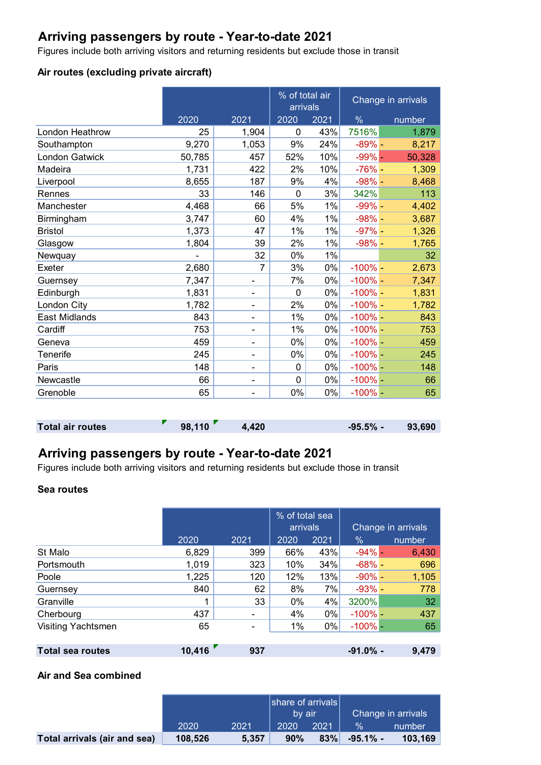## Arriving passengers by route - Year-to-date 2021

Figures include both arriving visitors and returning residents but exclude those in transit

### Air routes (excluding private aircraft)

| | | | % of total air arrivals | | Change in arrivals | |
|---|---|---|---|---|---|---|
| | 2020 | 2021 | 2020 | 2021 | % | number |
| London Heathrow | 25 | 1,904 | 0 | 43% | 7516% | 1,879 |
| Southampton | 9,270 | 1,053 | 9% | 24% | -89% | - 8,217 |
| London Gatwick | 50,785 | 457 | 52% | 10% | -99% | - 50,328 |
| Madeira | 1,731 | 422 | 2% | 10% | -76% | - 1,309 |
| Liverpool | 8,655 | 187 | 9% | 4% | -98% | - 8,468 |
| Rennes | 33 | 146 | 0 | 3% | 342% | 113 |
| Manchester | 4,468 | 66 | 5% | 1% | -99% | - 4,402 |
| Birmingham | 3,747 | 60 | 4% | 1% | -98% | - 3,687 |
| Bristol | 1,373 | 47 | 1% | 1% | -97% | - 1,326 |
| Glasgow | 1,804 | 39 | 2% | 1% | -98% | - 1,765 |
| Newquay | - | 32 | 0% | 1% | | 32 |
| Exeter | 2,680 | 7 | 3% | 0% | -100% | - 2,673 |
| Guernsey | 7,347 | - | 7% | 0% | -100% | - 7,347 |
| Edinburgh | 1,831 | - | 0 | 0% | -100% | - 1,831 |
| London City | 1,782 | - | 2% | 0% | -100% | - 1,782 |
| East Midlands | 843 | - | 1% | 0% | -100% | - 843 |
| Cardiff | 753 | - | 1% | 0% | -100% | - 753 |
| Geneva | 459 | - | 0% | 0% | -100% | - 459 |
| Tenerife | 245 | - | 0% | 0% | -100% | - 245 |
| Paris | 148 | - | 0 | 0% | -100% | - 148 |
| Newcastle | 66 | - | 0 | 0% | -100% | - 66 |
| Grenoble | 65 | - | 0% | 0% | -100% | - 65 |
| **Total air routes** | **98,110** | **4,420** | | | **-95.5%** | **- 93,690** |

## Arriving passengers by route - Year-to-date 2021

Figures include both arriving visitors and returning residents but exclude those in transit

### Sea routes

| | | | % of total sea arrivals | | Change in arrivals | |
|---|---|---|---|---|---|---|
| | 2020 | 2021 | 2020 | 2021 | % | number |
| St Malo | 6,829 | 399 | 66% | 43% | -94% | - 6,430 |
| Portsmouth | 1,019 | 323 | 10% | 34% | -68% | - 696 |
| Poole | 1,225 | 120 | 12% | 13% | -90% | - 1,105 |
| Guernsey | 840 | 62 | 8% | 7% | -93% | - 778 |
| Granville | 1 | 33 | 0% | 4% | 3200% | 32 |
| Cherbourg | 437 | - | 4% | 0% | -100% | - 437 |
| Visiting Yachtsmen | 65 | - | 1% | 0% | -100% | - 65 |
| **Total sea routes** | **10,416** | **937** | | | **-91.0%** | **- 9,479** |

### Air and Sea combined

| | | | share of arrivals by air | | Change in arrivals | |
|---|---|---|---|---|---|---|
| | 2020 | 2021 | 2020 | 2021 | % | number |
| **Total arrivals (air and sea)** | **108,526** | **5,357** | **90%** | **83%** | **-95.1%** | **- 103,169** |